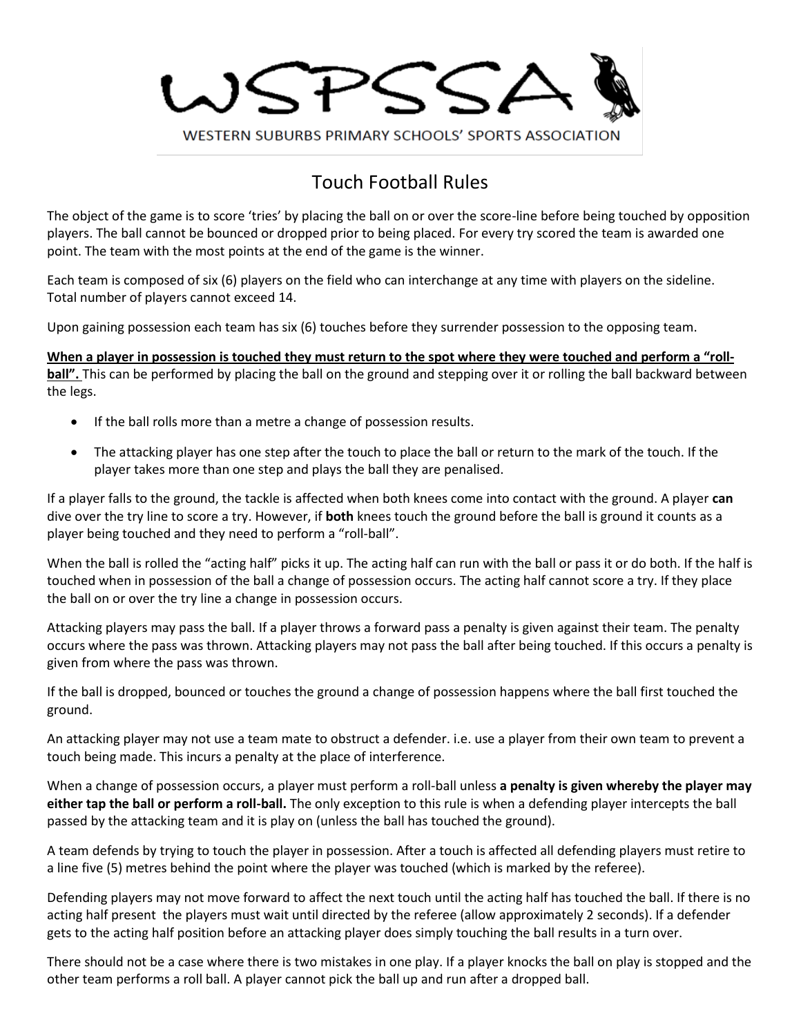# WSPSSA

WESTERN SUBURBS PRIMARY SCHOOLS' SPORTS ASSOCIATION

## Touch Football Rules

The object of the game is to score 'tries' by placing the ball on or over the score-line before being touched by opposition players. The ball cannot be bounced or dropped prior to being placed. For every try scored the team is awarded one point. The team with the most points at the end of the game is the winner.

Each team is composed of six (6) players on the field who can interchange at any time with players on the sideline. Total number of players cannot exceed 14.

Upon gaining possession each team has six (6) touches before they surrender possession to the opposing team.

**When a player in possession is touched they must return to the spot where they were touched and perform a "roll-ball".** This can be performed by placing the ball on the ground and stepping over it or rolling the ball backward between the legs.

- If the ball rolls more than a metre a change of possession results.
- The attacking player has one step after the touch to place the ball or return to the mark of the touch. If the player takes more than one step and plays the ball they are penalised.

If a player falls to the ground, the tackle is affected when both knees come into contact with the ground. A player **can** dive over the try line to score a try. However, if **both** knees touch the ground before the ball is ground it counts as a player being touched and they need to perform a "roll-ball".

When the ball is rolled the "acting half" picks it up. The acting half can run with the ball or pass it or do both. If the half is touched when in possession of the ball a change of possession occurs. The acting half cannot score a try. If they place the ball on or over the try line a change in possession occurs.

Attacking players may pass the ball. If a player throws a forward pass a penalty is given against their team. The penalty occurs where the pass was thrown. Attacking players may not pass the ball after being touched. If this occurs a penalty is given from where the pass was thrown.

If the ball is dropped, bounced or touches the ground a change of possession happens where the ball first touched the ground.

An attacking player may not use a team mate to obstruct a defender. i.e. use a player from their own team to prevent a touch being made. This incurs a penalty at the place of interference.

When a change of possession occurs, a player must perform a roll-ball unless **a penalty is given whereby the player may either tap the ball or perform a roll-ball.** The only exception to this rule is when a defending player intercepts the ball passed by the attacking team and it is play on (unless the ball has touched the ground).

A team defends by trying to touch the player in possession. After a touch is affected all defending players must retire to a line five (5) metres behind the point where the player was touched (which is marked by the referee).

Defending players may not move forward to affect the next touch until the acting half has touched the ball. If there is no acting half present the players must wait until directed by the referee (allow approximately 2 seconds). If a defender gets to the acting half position before an attacking player does simply touching the ball results in a turn over.

There should not be a case where there is two mistakes in one play. If a player knocks the ball on play is stopped and the other team performs a roll ball. A player cannot pick the ball up and run after a dropped ball.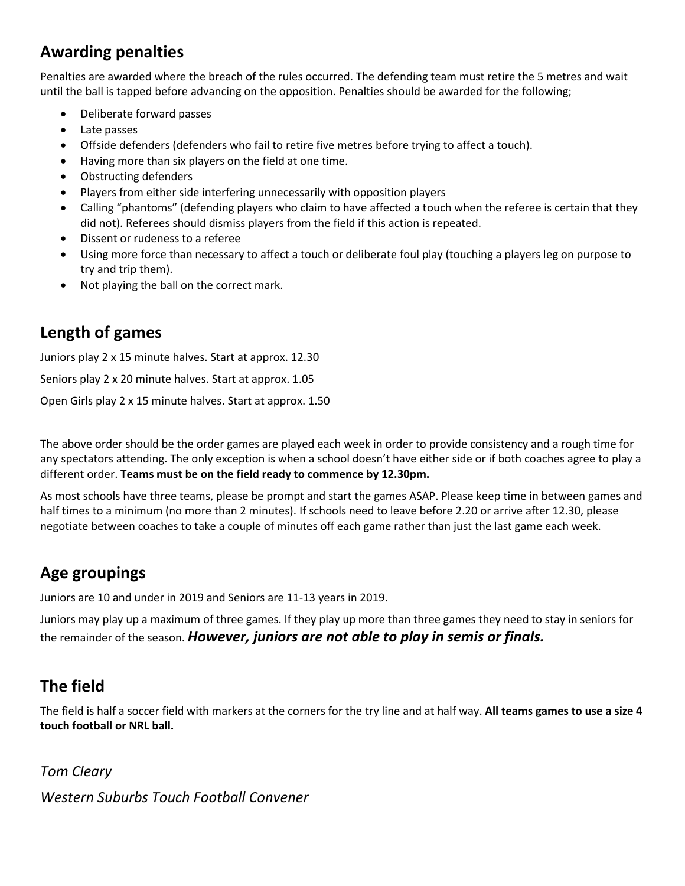## Awarding penalties

Penalties are awarded where the breach of the rules occurred. The defending team must retire the 5 metres and wait until the ball is tapped before advancing on the opposition. Penalties should be awarded for the following;

- Deliberate forward passes
- Late passes
- Offside defenders (defenders who fail to retire five metres before trying to affect a touch).
- Having more than six players on the field at one time.
- Obstructing defenders
- Players from either side interfering unnecessarily with opposition players
- Calling "phantoms" (defending players who claim to have affected a touch when the referee is certain that they did not). Referees should dismiss players from the field if this action is repeated.
- Dissent or rudeness to a referee
- Using more force than necessary to affect a touch or deliberate foul play (touching a players leg on purpose to try and trip them).
- Not playing the ball on the correct mark.

## Length of games

Juniors play 2 x 15 minute halves. Start at approx. 12.30

Seniors play 2 x 20 minute halves. Start at approx. 1.05

Open Girls play 2 x 15 minute halves. Start at approx. 1.50

The above order should be the order games are played each week in order to provide consistency and a rough time for any spectators attending. The only exception is when a school doesn't have either side or if both coaches agree to play a different order. **Teams must be on the field ready to commence by 12.30pm.**

As most schools have three teams, please be prompt and start the games ASAP. Please keep time in between games and half times to a minimum (no more than 2 minutes). If schools need to leave before 2.20 or arrive after 12.30, please negotiate between coaches to take a couple of minutes off each game rather than just the last game each week.

## Age groupings

Juniors are 10 and under in 2019 and Seniors are 11-13 years in 2019.

Juniors may play up a maximum of three games. If they play up more than three games they need to stay in seniors for the remainder of the season. ***<u>However, juniors are not able to play in semis or finals.</u>***

## The field

The field is half a soccer field with markers at the corners for the try line and at half way. **All teams games to use a size 4 touch football or NRL ball.**

*Tom Cleary*

*Western Suburbs Touch Football Convener*